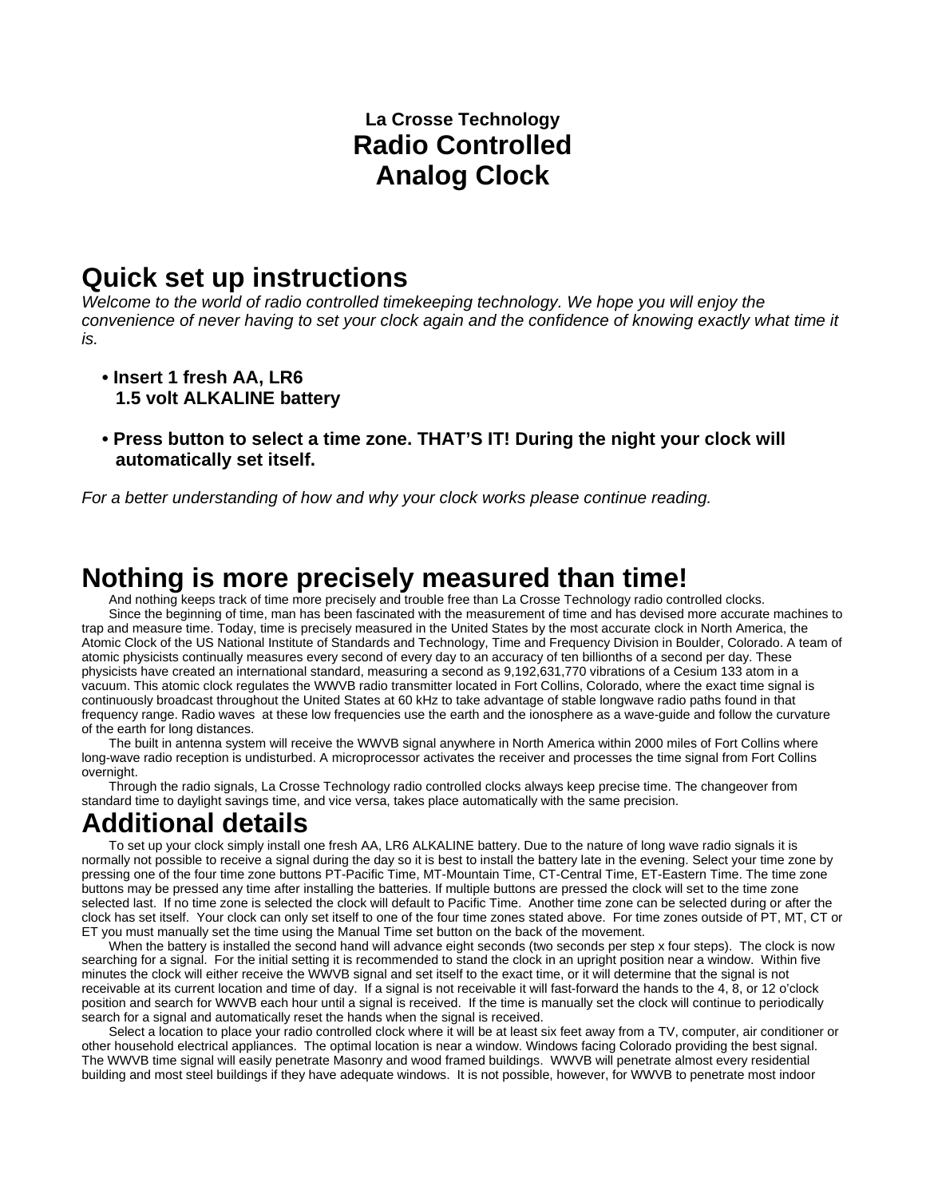**La Crosse Technology**

# Radio Controlled Analog Clock

## Quick set up instructions

*Welcome to the world of radio controlled timekeeping technology. We hope you will enjoy the convenience of never having to set your clock again and the confidence of knowing exactly what time it is.*

- **Insert 1 fresh AA, LR6 1.5 volt ALKALINE battery**
- **Press button to select a time zone. THAT'S IT! During the night your clock will automatically set itself.**

*For a better understanding of how and why your clock works please continue reading.*

## Nothing is more precisely measured than time!

And nothing keeps track of time more precisely and trouble free than La Crosse Technology radio controlled clocks.

Since the beginning of time, man has been fascinated with the measurement of time and has devised more accurate machines to trap and measure time. Today, time is precisely measured in the United States by the most accurate clock in North America, the Atomic Clock of the US National Institute of Standards and Technology, Time and Frequency Division in Boulder, Colorado. A team of atomic physicists continually measures every second of every day to an accuracy of ten billionths of a second per day. These physicists have created an international standard, measuring a second as 9,192,631,770 vibrations of a Cesium 133 atom in a vacuum. This atomic clock regulates the WWVB radio transmitter located in Fort Collins, Colorado, where the exact time signal is continuously broadcast throughout the United States at 60 kHz to take advantage of stable longwave radio paths found in that frequency range. Radio waves at these low frequencies use the earth and the ionosphere as a wave-guide and follow the curvature of the earth for long distances.

The built in antenna system will receive the WWVB signal anywhere in North America within 2000 miles of Fort Collins where long-wave radio reception is undisturbed. A microprocessor activates the receiver and processes the time signal from Fort Collins overnight.

Through the radio signals, La Crosse Technology radio controlled clocks always keep precise time. The changeover from standard time to daylight savings time, and vice versa, takes place automatically with the same precision.

## Additional details

To set up your clock simply install one fresh AA, LR6 ALKALINE battery. Due to the nature of long wave radio signals it is normally not possible to receive a signal during the day so it is best to install the battery late in the evening. Select your time zone by pressing one of the four time zone buttons PT-Pacific Time, MT-Mountain Time, CT-Central Time, ET-Eastern Time. The time zone buttons may be pressed any time after installing the batteries. If multiple buttons are pressed the clock will set to the time zone selected last. If no time zone is selected the clock will default to Pacific Time. Another time zone can be selected during or after the clock has set itself. Your clock can only set itself to one of the four time zones stated above. For time zones outside of PT, MT, CT or ET you must manually set the time using the Manual Time set button on the back of the movement.

When the battery is installed the second hand will advance eight seconds (two seconds per step x four steps). The clock is now searching for a signal. For the initial setting it is recommended to stand the clock in an upright position near a window. Within five minutes the clock will either receive the WWVB signal and set itself to the exact time, or it will determine that the signal is not receivable at its current location and time of day. If a signal is not receivable it will fast-forward the hands to the 4, 8, or 12 o'clock position and search for WWVB each hour until a signal is received. If the time is manually set the clock will continue to periodically search for a signal and automatically reset the hands when the signal is received.

Select a location to place your radio controlled clock where it will be at least six feet away from a TV, computer, air conditioner or other household electrical appliances. The optimal location is near a window. Windows facing Colorado providing the best signal. The WWVB time signal will easily penetrate Masonry and wood framed buildings. WWVB will penetrate almost every residential building and most steel buildings if they have adequate windows. It is not possible, however, for WWVB to penetrate most indoor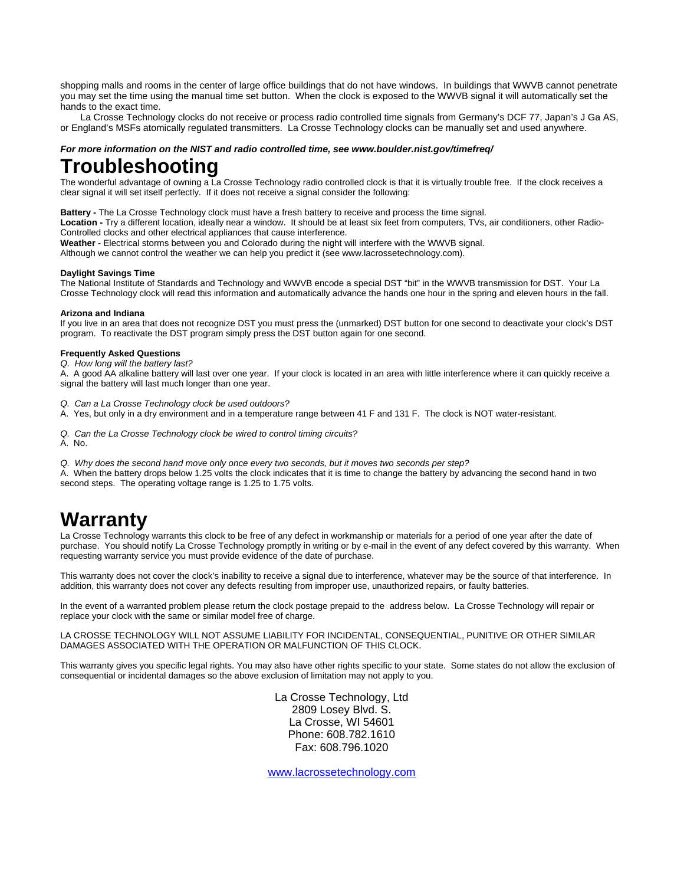shopping malls and rooms in the center of large office buildings that do not have windows. In buildings that WWVB cannot penetrate you may set the time using the manual time set button. When the clock is exposed to the WWVB signal it will automatically set the hands to the exact time.

La Crosse Technology clocks do not receive or process radio controlled time signals from Germany's DCF 77, Japan's J Ga AS, or England's MSFs atomically regulated transmitters. La Crosse Technology clocks can be manually set and used anywhere.

***For more information on the NIST and radio controlled time, see www.boulder.nist.gov/timefreq/***

# Troubleshooting

The wonderful advantage of owning a La Crosse Technology radio controlled clock is that it is virtually trouble free. If the clock receives a clear signal it will set itself perfectly. If it does not receive a signal consider the following:

**Battery -** The La Crosse Technology clock must have a fresh battery to receive and process the time signal.
**Location -** Try a different location, ideally near a window. It should be at least six feet from computers, TVs, air conditioners, other Radio-Controlled clocks and other electrical appliances that cause interference.
**Weather -** Electrical storms between you and Colorado during the night will interfere with the WWVB signal.
Although we cannot control the weather we can help you predict it (see www.lacrossetechnology.com).

**Daylight Savings Time**
The National Institute of Standards and Technology and WWVB encode a special DST "bit" in the WWVB transmission for DST. Your La Crosse Technology clock will read this information and automatically advance the hands one hour in the spring and eleven hours in the fall.

**Arizona and Indiana**
If you live in an area that does not recognize DST you must press the (unmarked) DST button for one second to deactivate your clock's DST program. To reactivate the DST program simply press the DST button again for one second.

**Frequently Asked Questions**
*Q. How long will the battery last?*
A. A good AA alkaline battery will last over one year. If your clock is located in an area with little interference where it can quickly receive a signal the battery will last much longer than one year.

*Q. Can a La Crosse Technology clock be used outdoors?*
A. Yes, but only in a dry environment and in a temperature range between 41 F and 131 F. The clock is NOT water-resistant.

*Q. Can the La Crosse Technology clock be wired to control timing circuits?*
A. No.

*Q. Why does the second hand move only once every two seconds, but it moves two seconds per step?*
A. When the battery drops below 1.25 volts the clock indicates that it is time to change the battery by advancing the second hand in two second steps. The operating voltage range is 1.25 to 1.75 volts.

# Warranty

La Crosse Technology warrants this clock to be free of any defect in workmanship or materials for a period of one year after the date of purchase. You should notify La Crosse Technology promptly in writing or by e-mail in the event of any defect covered by this warranty. When requesting warranty service you must provide evidence of the date of purchase.

This warranty does not cover the clock's inability to receive a signal due to interference, whatever may be the source of that interference. In addition, this warranty does not cover any defects resulting from improper use, unauthorized repairs, or faulty batteries.

In the event of a warranted problem please return the clock postage prepaid to the address below. La Crosse Technology will repair or replace your clock with the same or similar model free of charge.

LA CROSSE TECHNOLOGY WILL NOT ASSUME LIABILITY FOR INCIDENTAL, CONSEQUENTIAL, PUNITIVE OR OTHER SIMILAR DAMAGES ASSOCIATED WITH THE OPERATION OR MALFUNCTION OF THIS CLOCK.

This warranty gives you specific legal rights. You may also have other rights specific to your state. Some states do not allow the exclusion of consequential or incidental damages so the above exclusion of limitation may not apply to you.

La Crosse Technology, Ltd
2809 Losey Blvd. S.
La Crosse, WI 54601
Phone: 608.782.1610
Fax: 608.796.1020

www.lacrossetechnology.com